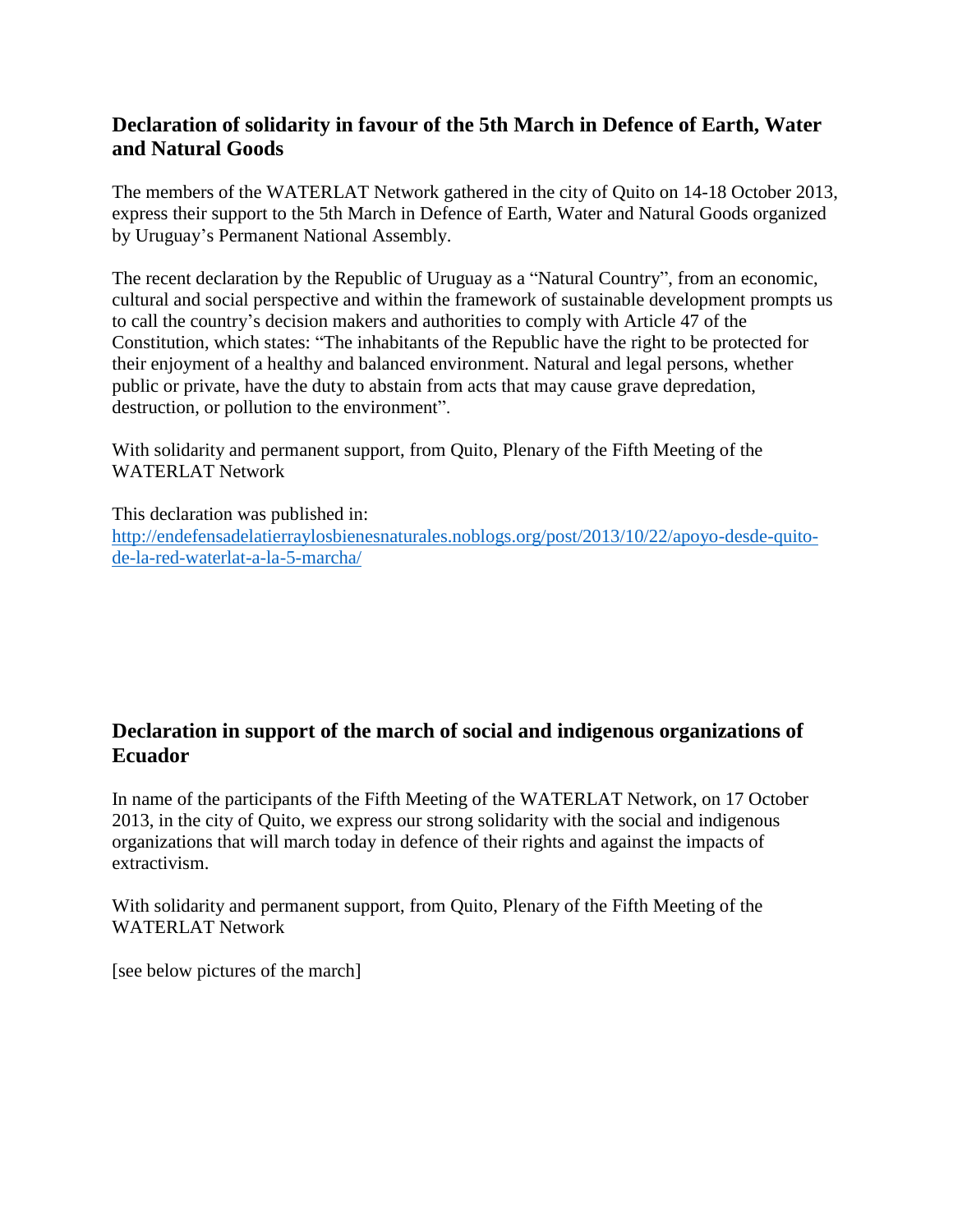## Declaration of solidarity in favour of the 5th March in Defence of Earth, Water and Natural Goods

The members of the WATERLAT Network gathered in the city of Quito on 14-18 October 2013, express their support to the 5th March in Defence of Earth, Water and Natural Goods organized by Uruguay's Permanent National Assembly.

The recent declaration by the Republic of Uruguay as a "Natural Country", from an economic, cultural and social perspective and within the framework of sustainable development prompts us to call the country's decision makers and authorities to comply with Article 47 of the Constitution, which states: "The inhabitants of the Republic have the right to be protected for their enjoyment of a healthy and balanced environment. Natural and legal persons, whether public or private, have the duty to abstain from acts that may cause grave depredation, destruction, or pollution to the environment".

With solidarity and permanent support, from Quito, Plenary of the Fifth Meeting of the WATERLAT Network

This declaration was published in:
[http://endefensadelatierraylosbienesnaturales.noblogs.org/post/2013/10/22/apoyo-desde-quito-de-la-red-waterlat-a-la-5-marcha/](http://endefensadelatierraylosbienesnaturales.noblogs.org/post/2013/10/22/apoyo-desde-quito-de-la-red-waterlat-a-la-5-marcha/)

## Declaration in support of the march of social and indigenous organizations of Ecuador

In name of the participants of the Fifth Meeting of the WATERLAT Network, on 17 October 2013, in the city of Quito, we express our strong solidarity with the social and indigenous organizations that will march today in defence of their rights and against the impacts of extractivism.

With solidarity and permanent support, from Quito, Plenary of the Fifth Meeting of the WATERLAT Network

[see below pictures of the march]